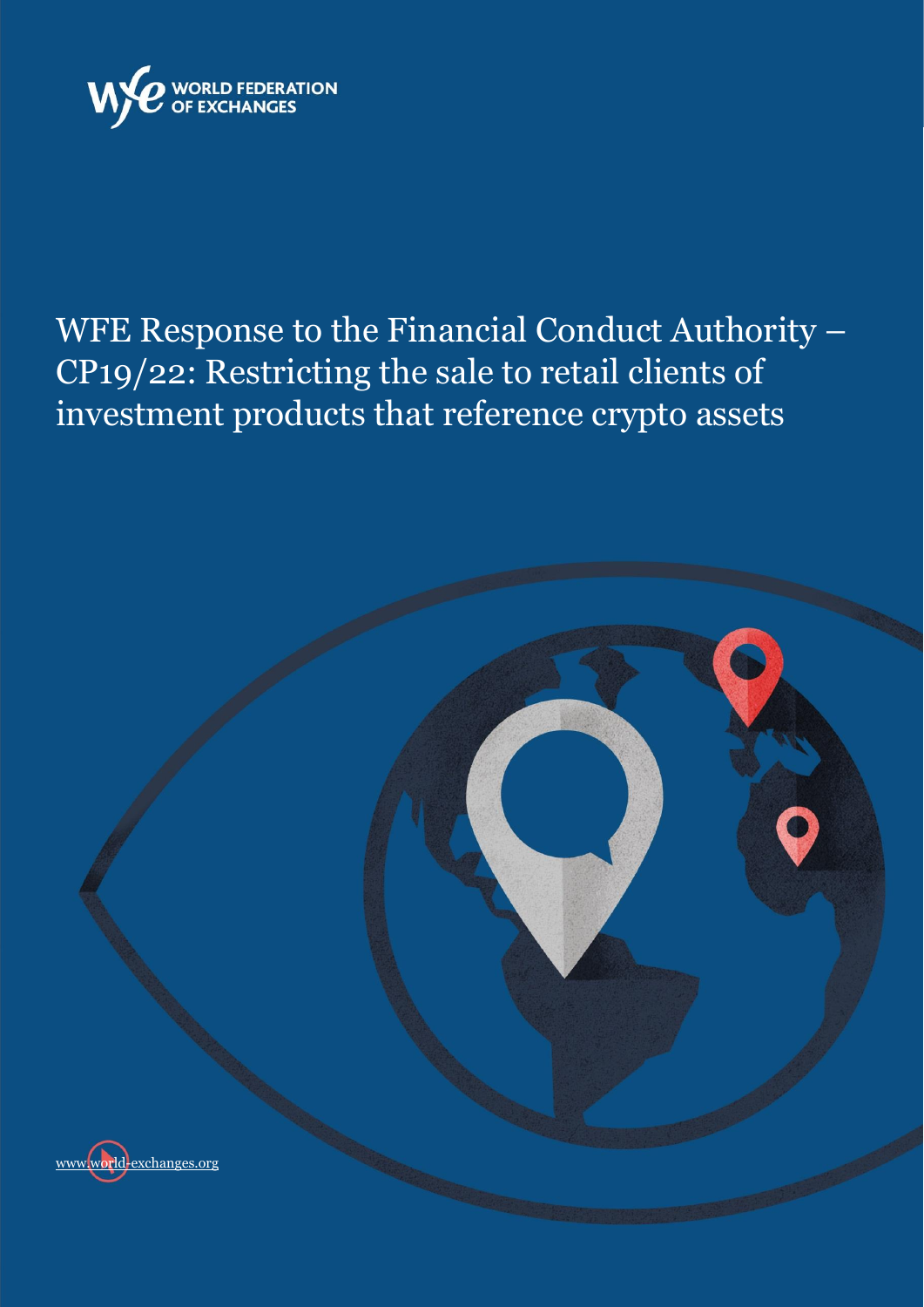WORLD FEDERATION OF EXCHANGES

# WFE Response to the Financial Conduct Authority – CP19/22: Restricting the sale to retail clients of investment products that reference crypto assets

www.world-exchanges.org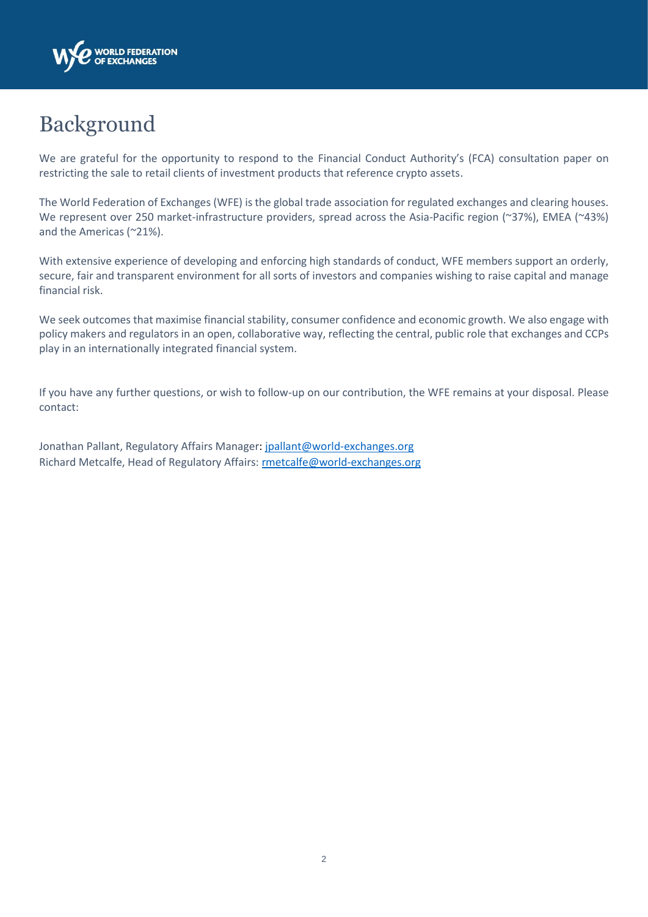# Background

We are grateful for the opportunity to respond to the Financial Conduct Authority's (FCA) consultation paper on restricting the sale to retail clients of investment products that reference crypto assets.

The World Federation of Exchanges (WFE) is the global trade association for regulated exchanges and clearing houses. We represent over 250 market-infrastructure providers, spread across the Asia-Pacific region (~37%), EMEA (~43%) and the Americas (~21%).

With extensive experience of developing and enforcing high standards of conduct, WFE members support an orderly, secure, fair and transparent environment for all sorts of investors and companies wishing to raise capital and manage financial risk.

We seek outcomes that maximise financial stability, consumer confidence and economic growth. We also engage with policy makers and regulators in an open, collaborative way, reflecting the central, public role that exchanges and CCPs play in an internationally integrated financial system.

If you have any further questions, or wish to follow-up on our contribution, the WFE remains at your disposal. Please contact:

Jonathan Pallant, Regulatory Affairs Manager: jpallant@world-exchanges.org
Richard Metcalfe, Head of Regulatory Affairs: rmetcalfe@world-exchanges.org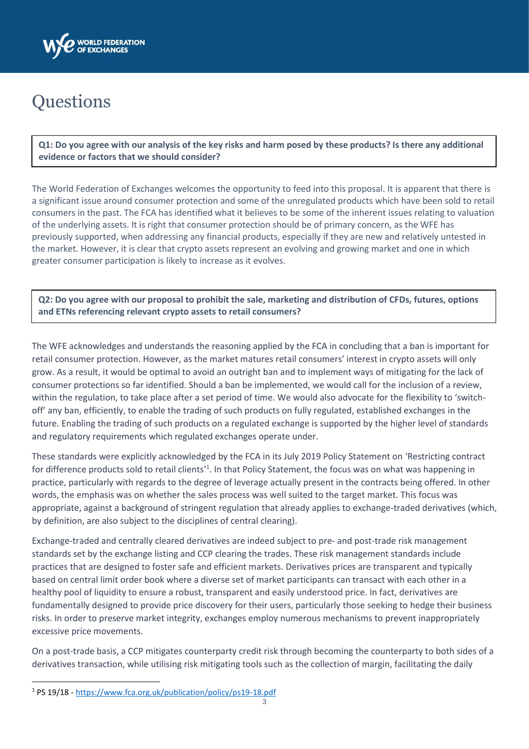# Questions

**Q1: Do you agree with our analysis of the key risks and harm posed by these products? Is there any additional evidence or factors that we should consider?**

The World Federation of Exchanges welcomes the opportunity to feed into this proposal. It is apparent that there is a significant issue around consumer protection and some of the unregulated products which have been sold to retail consumers in the past. The FCA has identified what it believes to be some of the inherent issues relating to valuation of the underlying assets. It is right that consumer protection should be of primary concern, as the WFE has previously supported, when addressing any financial products, especially if they are new and relatively untested in the market. However, it is clear that crypto assets represent an evolving and growing market and one in which greater consumer participation is likely to increase as it evolves.

**Q2: Do you agree with our proposal to prohibit the sale, marketing and distribution of CFDs, futures, options and ETNs referencing relevant crypto assets to retail consumers?**

The WFE acknowledges and understands the reasoning applied by the FCA in concluding that a ban is important for retail consumer protection. However, as the market matures retail consumers' interest in crypto assets will only grow. As a result, it would be optimal to avoid an outright ban and to implement ways of mitigating for the lack of consumer protections so far identified. Should a ban be implemented, we would call for the inclusion of a review, within the regulation, to take place after a set period of time. We would also advocate for the flexibility to 'switch-off' any ban, efficiently, to enable the trading of such products on fully regulated, established exchanges in the future. Enabling the trading of such products on a regulated exchange is supported by the higher level of standards and regulatory requirements which regulated exchanges operate under.

These standards were explicitly acknowledged by the FCA in its July 2019 Policy Statement on 'Restricting contract for difference products sold to retail clients'[1]. In that Policy Statement, the focus was on what was happening in practice, particularly with regards to the degree of leverage actually present in the contracts being offered. In other words, the emphasis was on whether the sales process was well suited to the target market. This focus was appropriate, against a background of stringent regulation that already applies to exchange-traded derivatives (which, by definition, are also subject to the disciplines of central clearing).

Exchange-traded and centrally cleared derivatives are indeed subject to pre- and post-trade risk management standards set by the exchange listing and CCP clearing the trades. These risk management standards include practices that are designed to foster safe and efficient markets. Derivatives prices are transparent and typically based on central limit order book where a diverse set of market participants can transact with each other in a healthy pool of liquidity to ensure a robust, transparent and easily understood price. In fact, derivatives are fundamentally designed to provide price discovery for their users, particularly those seeking to hedge their business risks. In order to preserve market integrity, exchanges employ numerous mechanisms to prevent inappropriately excessive price movements.

On a post-trade basis, a CCP mitigates counterparty credit risk through becoming the counterparty to both sides of a derivatives transaction, while utilising risk mitigating tools such as the collection of margin, facilitating the daily

---

[1] PS 19/18 - https://www.fca.org.uk/publication/policy/ps19-18.pdf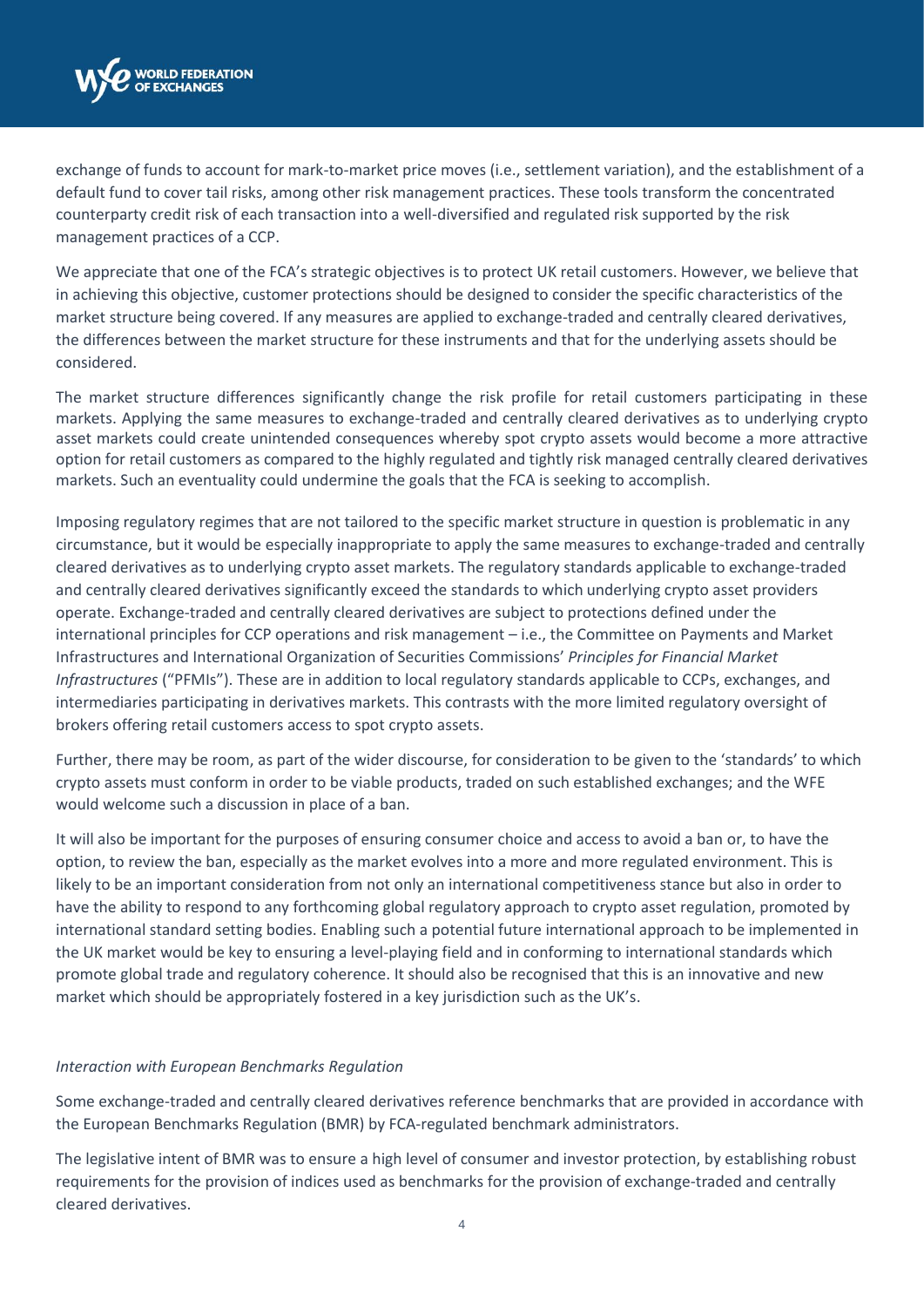exchange of funds to account for mark-to-market price moves (i.e., settlement variation), and the establishment of a default fund to cover tail risks, among other risk management practices. These tools transform the concentrated counterparty credit risk of each transaction into a well-diversified and regulated risk supported by the risk management practices of a CCP.

We appreciate that one of the FCA's strategic objectives is to protect UK retail customers. However, we believe that in achieving this objective, customer protections should be designed to consider the specific characteristics of the market structure being covered. If any measures are applied to exchange-traded and centrally cleared derivatives, the differences between the market structure for these instruments and that for the underlying assets should be considered.

The market structure differences significantly change the risk profile for retail customers participating in these markets. Applying the same measures to exchange-traded and centrally cleared derivatives as to underlying crypto asset markets could create unintended consequences whereby spot crypto assets would become a more attractive option for retail customers as compared to the highly regulated and tightly risk managed centrally cleared derivatives markets. Such an eventuality could undermine the goals that the FCA is seeking to accomplish.

Imposing regulatory regimes that are not tailored to the specific market structure in question is problematic in any circumstance, but it would be especially inappropriate to apply the same measures to exchange-traded and centrally cleared derivatives as to underlying crypto asset markets. The regulatory standards applicable to exchange-traded and centrally cleared derivatives significantly exceed the standards to which underlying crypto asset providers operate. Exchange-traded and centrally cleared derivatives are subject to protections defined under the international principles for CCP operations and risk management – i.e., the Committee on Payments and Market Infrastructures and International Organization of Securities Commissions' *Principles for Financial Market Infrastructures* ("PFMIs"). These are in addition to local regulatory standards applicable to CCPs, exchanges, and intermediaries participating in derivatives markets. This contrasts with the more limited regulatory oversight of brokers offering retail customers access to spot crypto assets.

Further, there may be room, as part of the wider discourse, for consideration to be given to the 'standards' to which crypto assets must conform in order to be viable products, traded on such established exchanges; and the WFE would welcome such a discussion in place of a ban.

It will also be important for the purposes of ensuring consumer choice and access to avoid a ban or, to have the option, to review the ban, especially as the market evolves into a more and more regulated environment. This is likely to be an important consideration from not only an international competitiveness stance but also in order to have the ability to respond to any forthcoming global regulatory approach to crypto asset regulation, promoted by international standard setting bodies. Enabling such a potential future international approach to be implemented in the UK market would be key to ensuring a level-playing field and in conforming to international standards which promote global trade and regulatory coherence. It should also be recognised that this is an innovative and new market which should be appropriately fostered in a key jurisdiction such as the UK's.

*Interaction with European Benchmarks Regulation*

Some exchange-traded and centrally cleared derivatives reference benchmarks that are provided in accordance with the European Benchmarks Regulation (BMR) by FCA-regulated benchmark administrators.

The legislative intent of BMR was to ensure a high level of consumer and investor protection, by establishing robust requirements for the provision of indices used as benchmarks for the provision of exchange-traded and centrally cleared derivatives.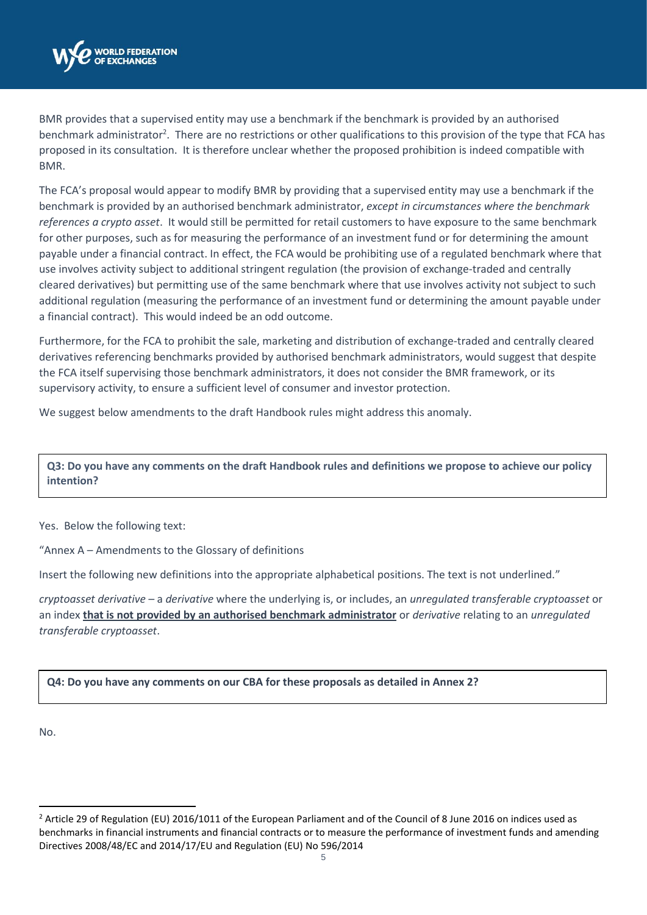BMR provides that a supervised entity may use a benchmark if the benchmark is provided by an authorised benchmark administrator[2]. There are no restrictions or other qualifications to this provision of the type that FCA has proposed in its consultation. It is therefore unclear whether the proposed prohibition is indeed compatible with BMR.

The FCA's proposal would appear to modify BMR by providing that a supervised entity may use a benchmark if the benchmark is provided by an authorised benchmark administrator, *except in circumstances where the benchmark references a crypto asset*. It would still be permitted for retail customers to have exposure to the same benchmark for other purposes, such as for measuring the performance of an investment fund or for determining the amount payable under a financial contract. In effect, the FCA would be prohibiting use of a regulated benchmark where that use involves activity subject to additional stringent regulation (the provision of exchange-traded and centrally cleared derivatives) but permitting use of the same benchmark where that use involves activity not subject to such additional regulation (measuring the performance of an investment fund or determining the amount payable under a financial contract). This would indeed be an odd outcome.

Furthermore, for the FCA to prohibit the sale, marketing and distribution of exchange-traded and centrally cleared derivatives referencing benchmarks provided by authorised benchmark administrators, would suggest that despite the FCA itself supervising those benchmark administrators, it does not consider the BMR framework, or its supervisory activity, to ensure a sufficient level of consumer and investor protection.

We suggest below amendments to the draft Handbook rules might address this anomaly.

**Q3: Do you have any comments on the draft Handbook rules and definitions we propose to achieve our policy intention?**

Yes. Below the following text:

"Annex A – Amendments to the Glossary of definitions

Insert the following new definitions into the appropriate alphabetical positions. The text is not underlined."

*cryptoasset derivative* – a *derivative* where the underlying is, or includes, an *unregulated transferable cryptoasset* or an index **<u>that is not provided by an authorised benchmark administrator</u>** or *derivative* relating to an *unregulated transferable cryptoasset*.

**Q4: Do you have any comments on our CBA for these proposals as detailed in Annex 2?**

No.

---

[2] Article 29 of Regulation (EU) 2016/1011 of the European Parliament and of the Council of 8 June 2016 on indices used as benchmarks in financial instruments and financial contracts or to measure the performance of investment funds and amending Directives 2008/48/EC and 2014/17/EU and Regulation (EU) No 596/2014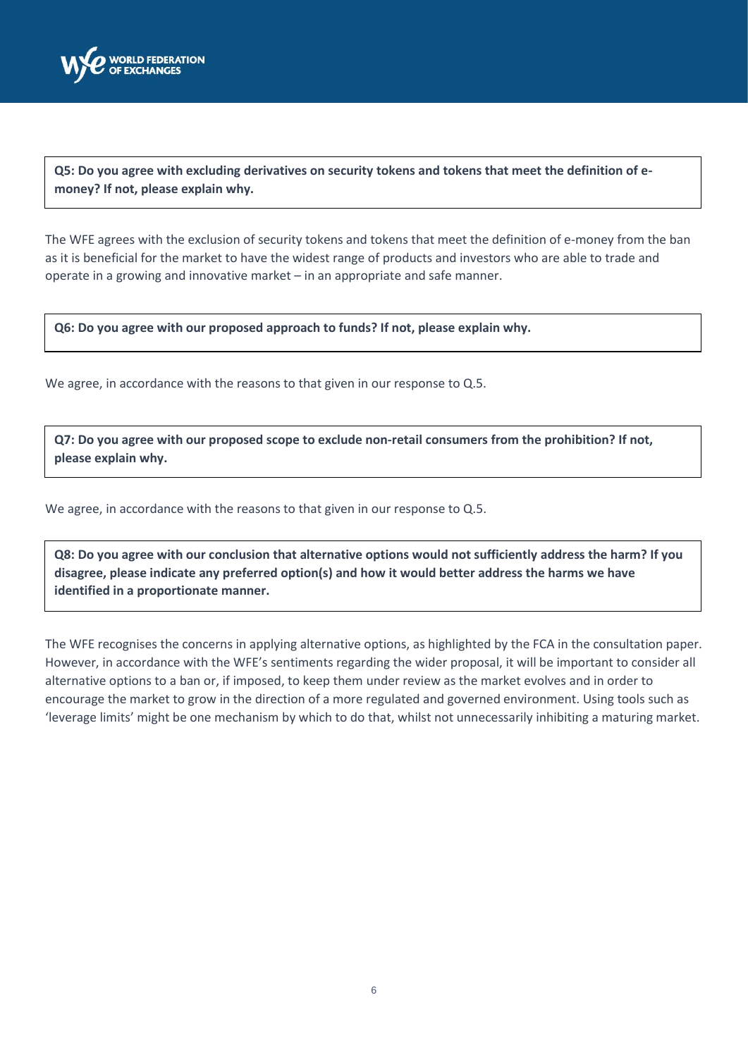**Q5: Do you agree with excluding derivatives on security tokens and tokens that meet the definition of e-money? If not, please explain why.**

The WFE agrees with the exclusion of security tokens and tokens that meet the definition of e-money from the ban as it is beneficial for the market to have the widest range of products and investors who are able to trade and operate in a growing and innovative market – in an appropriate and safe manner.

**Q6: Do you agree with our proposed approach to funds? If not, please explain why.**

We agree, in accordance with the reasons to that given in our response to Q.5.

**Q7: Do you agree with our proposed scope to exclude non-retail consumers from the prohibition? If not, please explain why.**

We agree, in accordance with the reasons to that given in our response to Q.5.

**Q8: Do you agree with our conclusion that alternative options would not sufficiently address the harm? If you disagree, please indicate any preferred option(s) and how it would better address the harms we have identified in a proportionate manner.**

The WFE recognises the concerns in applying alternative options, as highlighted by the FCA in the consultation paper. However, in accordance with the WFE's sentiments regarding the wider proposal, it will be important to consider all alternative options to a ban or, if imposed, to keep them under review as the market evolves and in order to encourage the market to grow in the direction of a more regulated and governed environment. Using tools such as 'leverage limits' might be one mechanism by which to do that, whilst not unnecessarily inhibiting a maturing market.